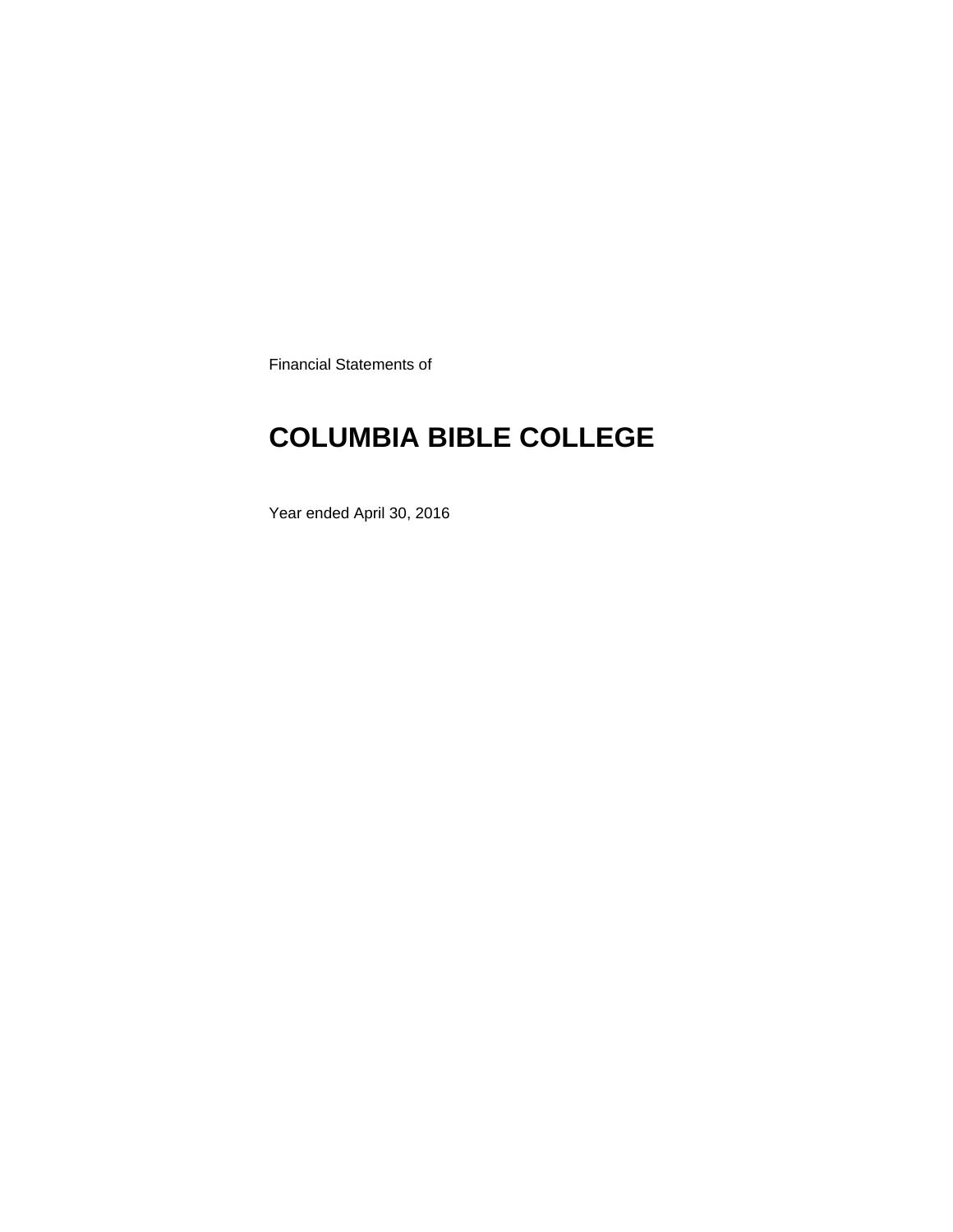Financial Statements of

# COLUMBIA BIBLE COLLEGE

Year ended April 30, 2016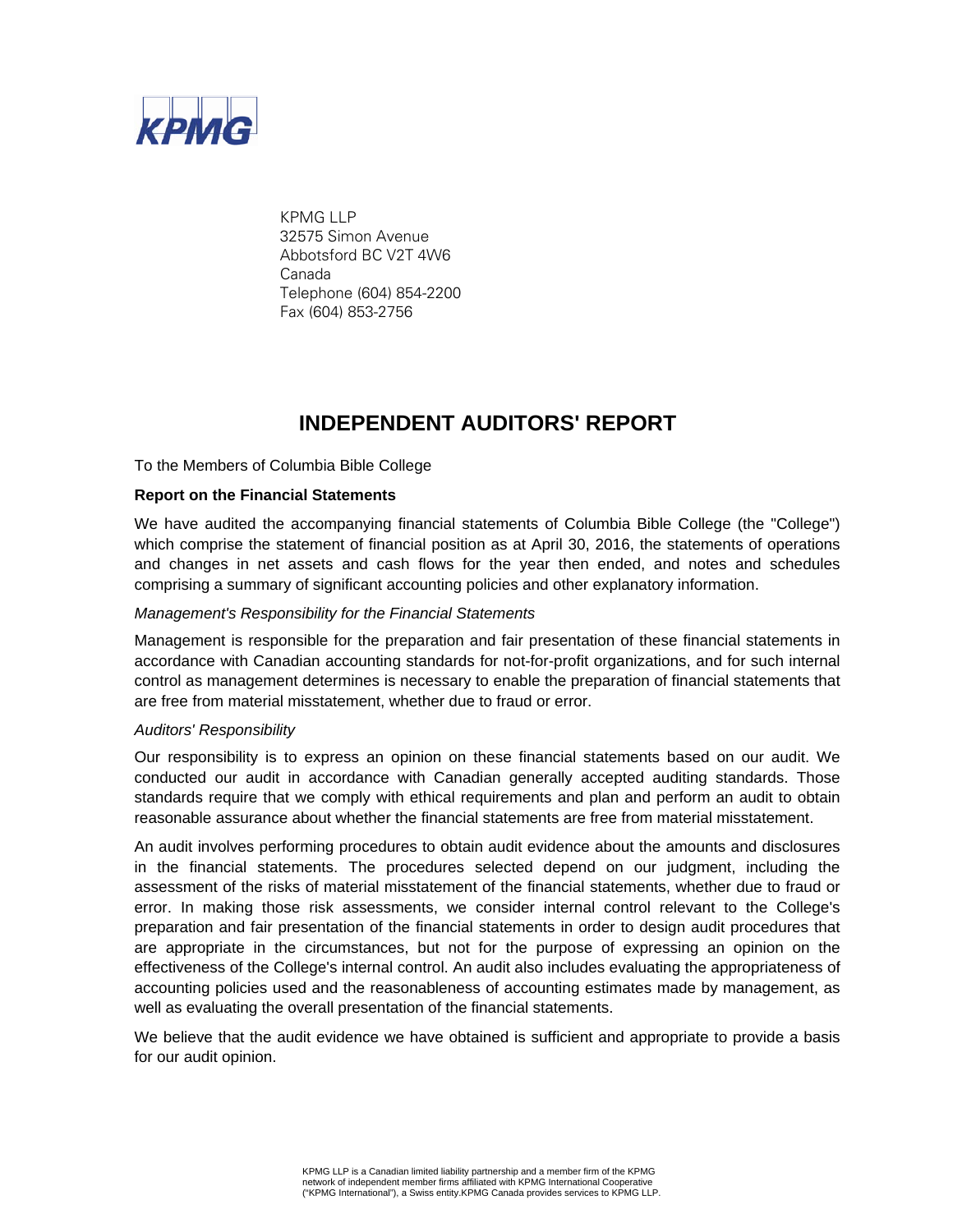KPMG

KPMG LLP
32575 Simon Avenue
Abbotsford BC V2T 4W6
Canada
Telephone (604) 854-2200
Fax (604) 853-2756

# INDEPENDENT AUDITORS' REPORT

To the Members of Columbia Bible College

**Report on the Financial Statements**

We have audited the accompanying financial statements of Columbia Bible College (the "College") which comprise the statement of financial position as at April 30, 2016, the statements of operations and changes in net assets and cash flows for the year then ended, and notes and schedules comprising a summary of significant accounting policies and other explanatory information.

*Management's Responsibility for the Financial Statements*

Management is responsible for the preparation and fair presentation of these financial statements in accordance with Canadian accounting standards for not-for-profit organizations, and for such internal control as management determines is necessary to enable the preparation of financial statements that are free from material misstatement, whether due to fraud or error.

*Auditors' Responsibility*

Our responsibility is to express an opinion on these financial statements based on our audit. We conducted our audit in accordance with Canadian generally accepted auditing standards. Those standards require that we comply with ethical requirements and plan and perform an audit to obtain reasonable assurance about whether the financial statements are free from material misstatement.

An audit involves performing procedures to obtain audit evidence about the amounts and disclosures in the financial statements. The procedures selected depend on our judgment, including the assessment of the risks of material misstatement of the financial statements, whether due to fraud or error. In making those risk assessments, we consider internal control relevant to the College's preparation and fair presentation of the financial statements in order to design audit procedures that are appropriate in the circumstances, but not for the purpose of expressing an opinion on the effectiveness of the College's internal control. An audit also includes evaluating the appropriateness of accounting policies used and the reasonableness of accounting estimates made by management, as well as evaluating the overall presentation of the financial statements.

We believe that the audit evidence we have obtained is sufficient and appropriate to provide a basis for our audit opinion.

KPMG LLP is a Canadian limited liability partnership and a member firm of the KPMG network of independent member firms affiliated with KPMG International Cooperative ("KPMG International"), a Swiss entity.KPMG Canada provides services to KPMG LLP.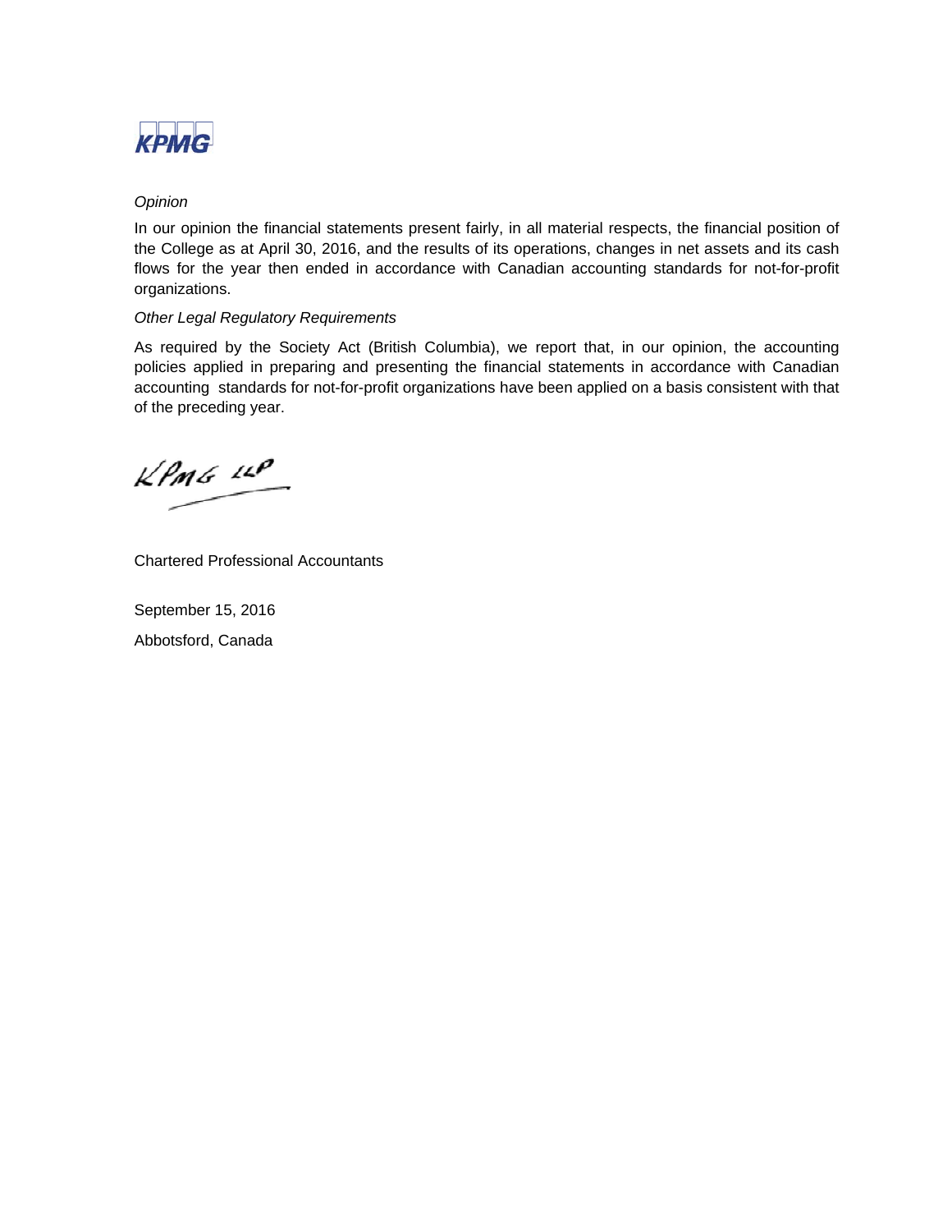KPMG

*Opinion*

In our opinion the financial statements present fairly, in all material respects, the financial position of the College as at April 30, 2016, and the results of its operations, changes in net assets and its cash flows for the year then ended in accordance with Canadian accounting standards for not-for-profit organizations.

*Other Legal Regulatory Requirements*

As required by the Society Act (British Columbia), we report that, in our opinion, the accounting policies applied in preparing and presenting the financial statements in accordance with Canadian accounting standards for not-for-profit organizations have been applied on a basis consistent with that of the preceding year.

KPMG LLP

Chartered Professional Accountants

September 15, 2016

Abbotsford, Canada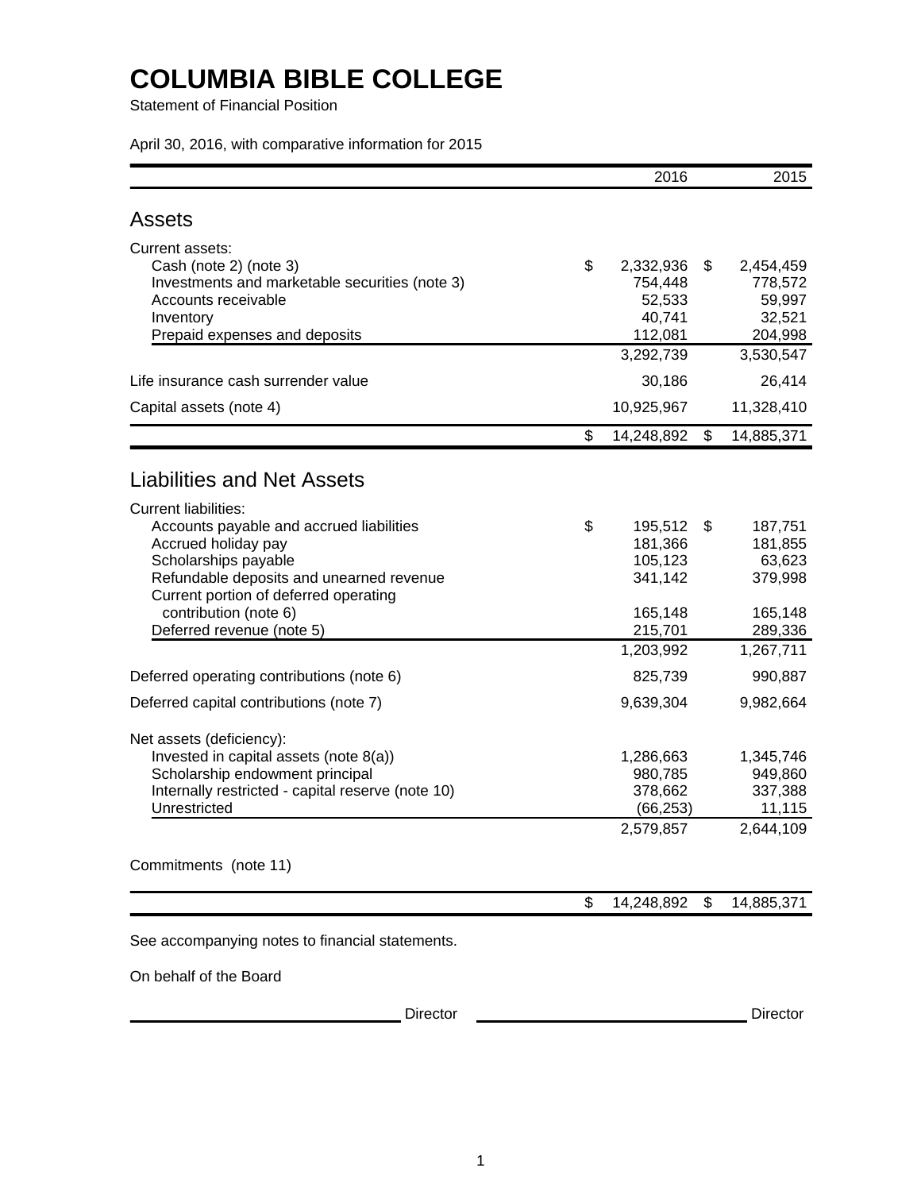# COLUMBIA BIBLE COLLEGE

Statement of Financial Position

April 30, 2016, with comparative information for 2015

| | 2016 | 2015 |
|---|---|---|
| **Assets** | | |
| Current assets: | | |
| Cash (note 2) (note 3) | $ 2,332,936 | $ 2,454,459 |
| Investments and marketable securities (note 3) | 754,448 | 778,572 |
| Accounts receivable | 52,533 | 59,997 |
| Inventory | 40,741 | 32,521 |
| Prepaid expenses and deposits | 112,081 | 204,998 |
| | 3,292,739 | 3,530,547 |
| Life insurance cash surrender value | 30,186 | 26,414 |
| Capital assets (note 4) | 10,925,967 | 11,328,410 |
| | $ 14,248,892 | $ 14,885,371 |
| **Liabilities and Net Assets** | | |
| Current liabilities: | | |
| Accounts payable and accrued liabilities | $ 195,512 | $ 187,751 |
| Accrued holiday pay | 181,366 | 181,855 |
| Scholarships payable | 105,123 | 63,623 |
| Refundable deposits and unearned revenue | 341,142 | 379,998 |
| Current portion of deferred operating contribution (note 6) | 165,148 | 165,148 |
| Deferred revenue (note 5) | 215,701 | 289,336 |
| | 1,203,992 | 1,267,711 |
| Deferred operating contributions (note 6) | 825,739 | 990,887 |
| Deferred capital contributions (note 7) | 9,639,304 | 9,982,664 |
| Net assets (deficiency): | | |
| Invested in capital assets (note 8(a)) | 1,286,663 | 1,345,746 |
| Scholarship endowment principal | 980,785 | 949,860 |
| Internally restricted - capital reserve (note 10) | 378,662 | 337,388 |
| Unrestricted | (66,253) | 11,115 |
| | 2,579,857 | 2,644,109 |
| Commitments (note 11) | | |
| | $ 14,248,892 | $ 14,885,371 |

See accompanying notes to financial statements.

On behalf of the Board

______________________ Director ______________________ Director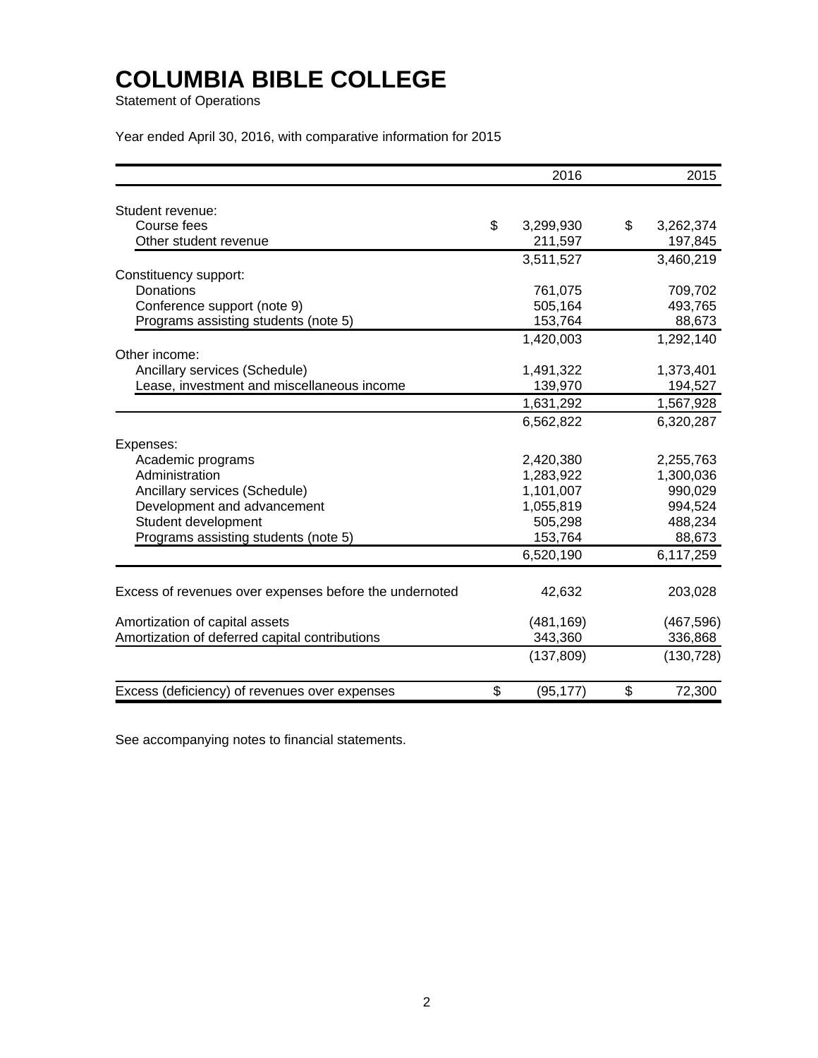# COLUMBIA BIBLE COLLEGE

Statement of Operations

Year ended April 30, 2016, with comparative information for 2015

| | 2016 | 2015 |
|---|---|---|
| Student revenue: | | |
| Course fees | $ 3,299,930 | $ 3,262,374 |
| Other student revenue | 211,597 | 197,845 |
| | 3,511,527 | 3,460,219 |
| Constituency support: | | |
| Donations | 761,075 | 709,702 |
| Conference support (note 9) | 505,164 | 493,765 |
| Programs assisting students (note 5) | 153,764 | 88,673 |
| | 1,420,003 | 1,292,140 |
| Other income: | | |
| Ancillary services (Schedule) | 1,491,322 | 1,373,401 |
| Lease, investment and miscellaneous income | 139,970 | 194,527 |
| | 1,631,292 | 1,567,928 |
| | 6,562,822 | 6,320,287 |
| Expenses: | | |
| Academic programs | 2,420,380 | 2,255,763 |
| Administration | 1,283,922 | 1,300,036 |
| Ancillary services (Schedule) | 1,101,007 | 990,029 |
| Development and advancement | 1,055,819 | 994,524 |
| Student development | 505,298 | 488,234 |
| Programs assisting students (note 5) | 153,764 | 88,673 |
| | 6,520,190 | 6,117,259 |
| Excess of revenues over expenses before the undernoted | 42,632 | 203,028 |
| Amortization of capital assets | (481,169) | (467,596) |
| Amortization of deferred capital contributions | 343,360 | 336,868 |
| | (137,809) | (130,728) |
| Excess (deficiency) of revenues over expenses | $ (95,177) | $ 72,300 |

See accompanying notes to financial statements.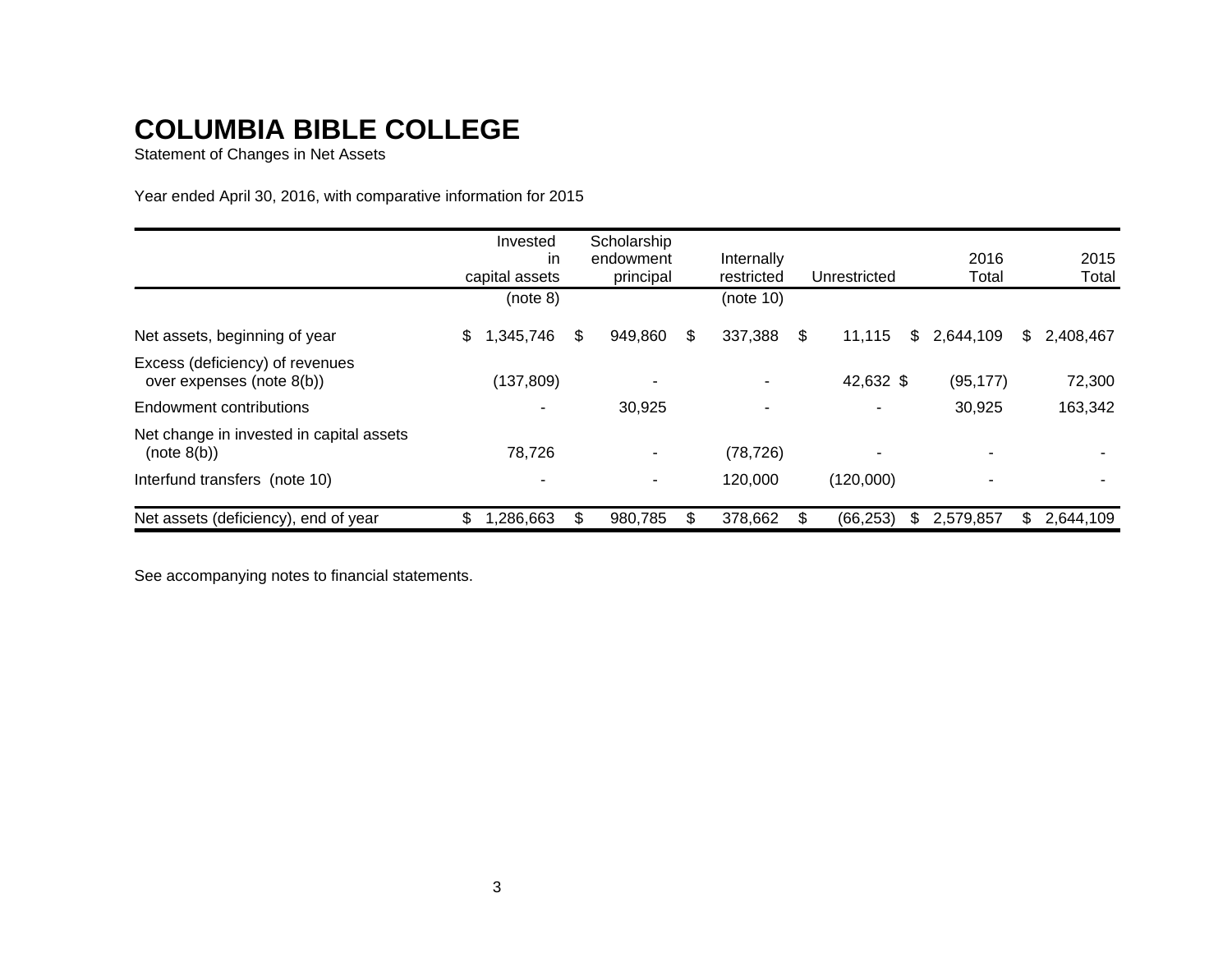# COLUMBIA BIBLE COLLEGE

Statement of Changes in Net Assets

Year ended April 30, 2016, with comparative information for 2015

| | Invested in capital assets | Scholarship endowment principal | Internally restricted | Unrestricted | 2016 Total | 2015 Total |
|---|---|---|---|---|---|---|
| | (note 8) | | (note 10) | | | |
| Net assets, beginning of year | $ 1,345,746 | $ 949,860 | $ 337,388 | $ 11,115 | $ 2,644,109 | $ 2,408,467 |
| Excess (deficiency) of revenues over expenses (note 8(b)) | (137,809) | - | - | 42,632 $ | (95,177) | 72,300 |
| Endowment contributions | - | 30,925 | - | - | 30,925 | 163,342 |
| Net change in invested in capital assets (note 8(b)) | 78,726 | - | (78,726) | - | - | - |
| Interfund transfers (note 10) | - | - | 120,000 | (120,000) | - | - |
| Net assets (deficiency), end of year | $ 1,286,663 | $ 980,785 | $ 378,662 | $ (66,253) | $ 2,579,857 | $ 2,644,109 |

See accompanying notes to financial statements.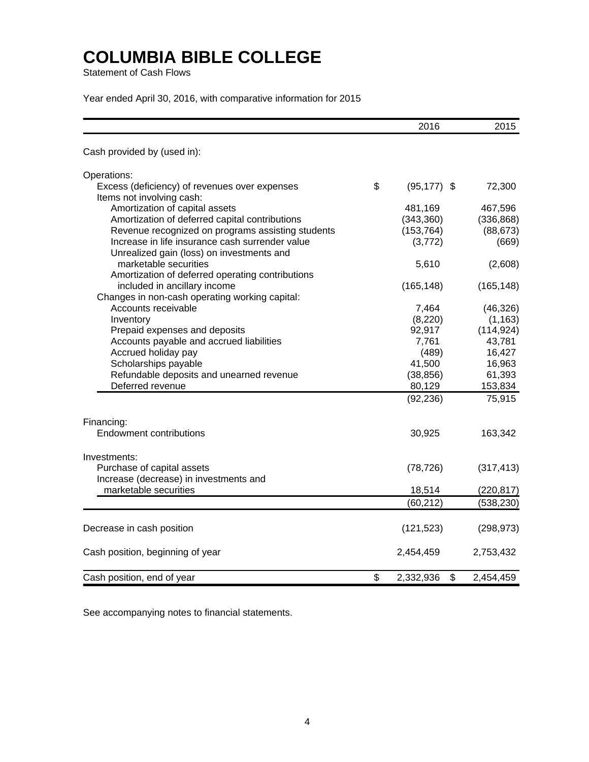# COLUMBIA BIBLE COLLEGE

Statement of Cash Flows

Year ended April 30, 2016, with comparative information for 2015

| | 2016 | 2015 |
|---|---|---|
| Cash provided by (used in): | | |
| Operations: | | |
| Excess (deficiency) of revenues over expenses | $ (95,177) | $ 72,300 |
| Items not involving cash: | | |
| Amortization of capital assets | 481,169 | 467,596 |
| Amortization of deferred capital contributions | (343,360) | (336,868) |
| Revenue recognized on programs assisting students | (153,764) | (88,673) |
| Increase in life insurance cash surrender value | (3,772) | (669) |
| Unrealized gain (loss) on investments and marketable securities | 5,610 | (2,608) |
| Amortization of deferred operating contributions included in ancillary income | (165,148) | (165,148) |
| Changes in non-cash operating working capital: | | |
| Accounts receivable | 7,464 | (46,326) |
| Inventory | (8,220) | (1,163) |
| Prepaid expenses and deposits | 92,917 | (114,924) |
| Accounts payable and accrued liabilities | 7,761 | 43,781 |
| Accrued holiday pay | (489) | 16,427 |
| Scholarships payable | 41,500 | 16,963 |
| Refundable deposits and unearned revenue | (38,856) | 61,393 |
| Deferred revenue | 80,129 | 153,834 |
| | (92,236) | 75,915 |
| Financing: | | |
| Endowment contributions | 30,925 | 163,342 |
| Investments: | | |
| Purchase of capital assets | (78,726) | (317,413) |
| Increase (decrease) in investments and marketable securities | 18,514 | (220,817) |
| | (60,212) | (538,230) |
| Decrease in cash position | (121,523) | (298,973) |
| Cash position, beginning of year | 2,454,459 | 2,753,432 |
| Cash position, end of year | $ 2,332,936 | $ 2,454,459 |

See accompanying notes to financial statements.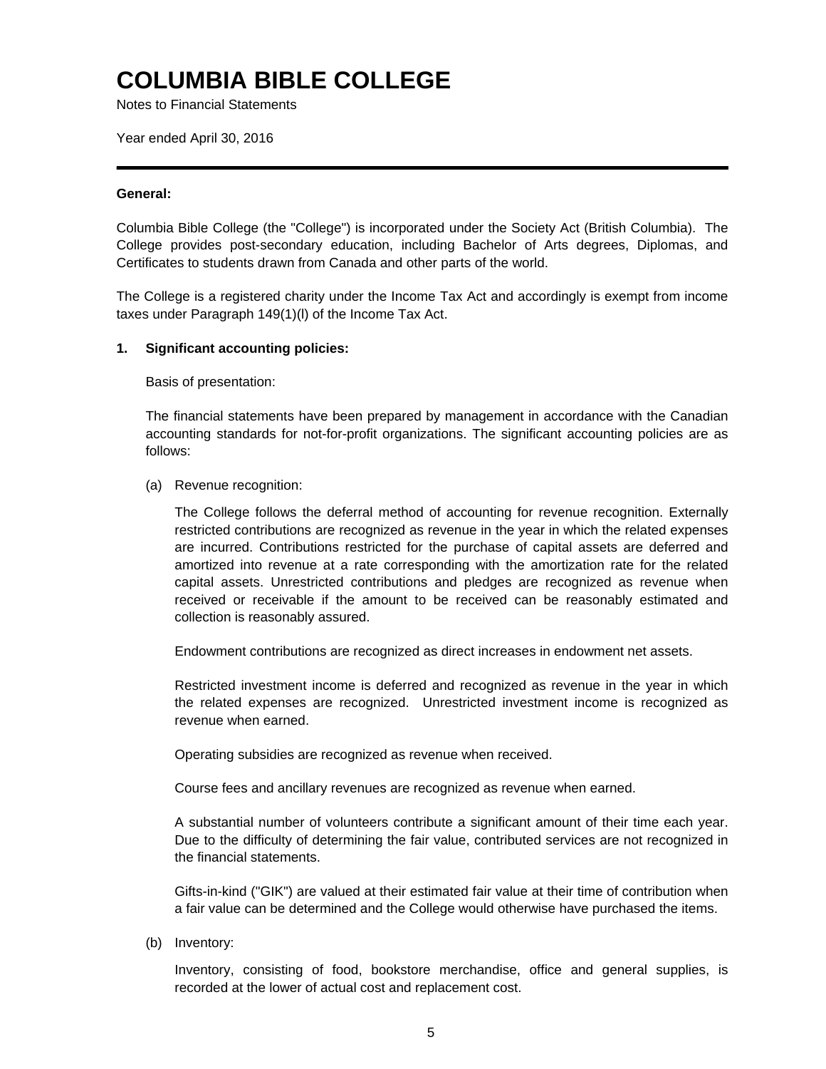# COLUMBIA BIBLE COLLEGE

Notes to Financial Statements

Year ended April 30, 2016

---

**General:**

Columbia Bible College (the "College") is incorporated under the Society Act (British Columbia). The College provides post-secondary education, including Bachelor of Arts degrees, Diplomas, and Certificates to students drawn from Canada and other parts of the world.

The College is a registered charity under the Income Tax Act and accordingly is exempt from income taxes under Paragraph 149(1)(l) of the Income Tax Act.

**1. Significant accounting policies:**

Basis of presentation:

The financial statements have been prepared by management in accordance with the Canadian accounting standards for not-for-profit organizations. The significant accounting policies are as follows:

(a) Revenue recognition:

The College follows the deferral method of accounting for revenue recognition. Externally restricted contributions are recognized as revenue in the year in which the related expenses are incurred. Contributions restricted for the purchase of capital assets are deferred and amortized into revenue at a rate corresponding with the amortization rate for the related capital assets. Unrestricted contributions and pledges are recognized as revenue when received or receivable if the amount to be received can be reasonably estimated and collection is reasonably assured.

Endowment contributions are recognized as direct increases in endowment net assets.

Restricted investment income is deferred and recognized as revenue in the year in which the related expenses are recognized. Unrestricted investment income is recognized as revenue when earned.

Operating subsidies are recognized as revenue when received.

Course fees and ancillary revenues are recognized as revenue when earned.

A substantial number of volunteers contribute a significant amount of their time each year. Due to the difficulty of determining the fair value, contributed services are not recognized in the financial statements.

Gifts-in-kind ("GIK") are valued at their estimated fair value at their time of contribution when a fair value can be determined and the College would otherwise have purchased the items.

(b) Inventory:

Inventory, consisting of food, bookstore merchandise, office and general supplies, is recorded at the lower of actual cost and replacement cost.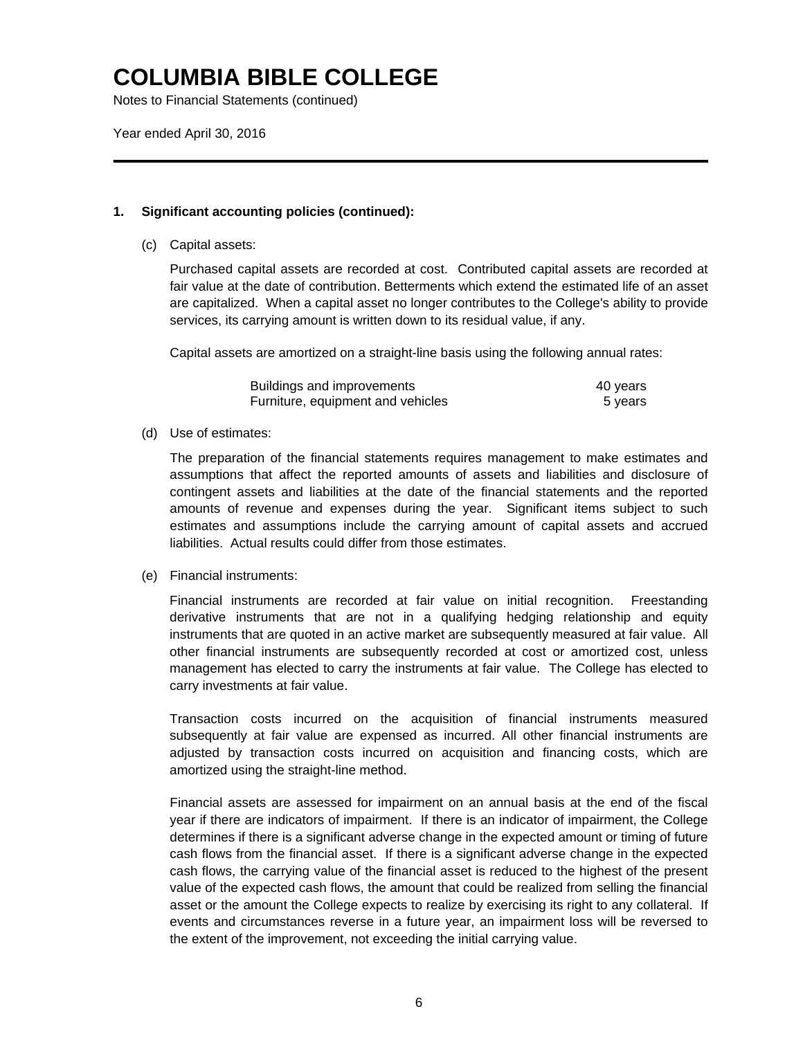# COLUMBIA BIBLE COLLEGE

Notes to Financial Statements (continued)

Year ended April 30, 2016

---

**1. Significant accounting policies (continued):**

(c) Capital assets:

Purchased capital assets are recorded at cost. Contributed capital assets are recorded at fair value at the date of contribution. Betterments which extend the estimated life of an asset are capitalized. When a capital asset no longer contributes to the College's ability to provide services, its carrying amount is written down to its residual value, if any.

Capital assets are amortized on a straight-line basis using the following annual rates:

| | |
|---|---|
| Buildings and improvements | 40 years |
| Furniture, equipment and vehicles | 5 years |

(d) Use of estimates:

The preparation of the financial statements requires management to make estimates and assumptions that affect the reported amounts of assets and liabilities and disclosure of contingent assets and liabilities at the date of the financial statements and the reported amounts of revenue and expenses during the year. Significant items subject to such estimates and assumptions include the carrying amount of capital assets and accrued liabilities. Actual results could differ from those estimates.

(e) Financial instruments:

Financial instruments are recorded at fair value on initial recognition. Freestanding derivative instruments that are not in a qualifying hedging relationship and equity instruments that are quoted in an active market are subsequently measured at fair value. All other financial instruments are subsequently recorded at cost or amortized cost, unless management has elected to carry the instruments at fair value. The College has elected to carry investments at fair value.

Transaction costs incurred on the acquisition of financial instruments measured subsequently at fair value are expensed as incurred. All other financial instruments are adjusted by transaction costs incurred on acquisition and financing costs, which are amortized using the straight-line method.

Financial assets are assessed for impairment on an annual basis at the end of the fiscal year if there are indicators of impairment. If there is an indicator of impairment, the College determines if there is a significant adverse change in the expected amount or timing of future cash flows from the financial asset. If there is a significant adverse change in the expected cash flows, the carrying value of the financial asset is reduced to the highest of the present value of the expected cash flows, the amount that could be realized from selling the financial asset or the amount the College expects to realize by exercising its right to any collateral. If events and circumstances reverse in a future year, an impairment loss will be reversed to the extent of the improvement, not exceeding the initial carrying value.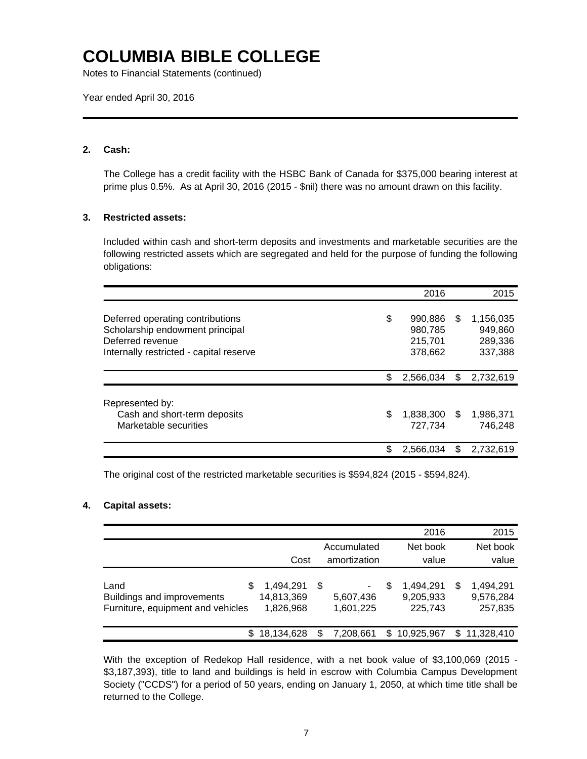# COLUMBIA BIBLE COLLEGE

Notes to Financial Statements (continued)

Year ended April 30, 2016

**2. Cash:**

The College has a credit facility with the HSBC Bank of Canada for $375,000 bearing interest at prime plus 0.5%. As at April 30, 2016 (2015 - $nil) there was no amount drawn on this facility.

**3. Restricted assets:**

Included within cash and short-term deposits and investments and marketable securities are the following restricted assets which are segregated and held for the purpose of funding the following obligations:

| | 2016 | 2015 |
|---|---|---|
| Deferred operating contributions | $ 990,886 | $ 1,156,035 |
| Scholarship endowment principal | 980,785 | 949,860 |
| Deferred revenue | 215,701 | 289,336 |
| Internally restricted - capital reserve | 378,662 | 337,388 |
| | $ 2,566,034 | $ 2,732,619 |
| Represented by: | | |
| Cash and short-term deposits | $ 1,838,300 | $ 1,986,371 |
| Marketable securities | 727,734 | 746,248 |
| | $ 2,566,034 | $ 2,732,619 |

The original cost of the restricted marketable securities is $594,824 (2015 - $594,824).

**4. Capital assets:**

| | | | 2016 | 2015 |
|---|---|---|---|---|
| | Cost | Accumulated amortization | Net book value | Net book value |
| Land | $ 1,494,291 | $ - | $ 1,494,291 | $ 1,494,291 |
| Buildings and improvements | 14,813,369 | 5,607,436 | 9,205,933 | 9,576,284 |
| Furniture, equipment and vehicles | 1,826,968 | 1,601,225 | 225,743 | 257,835 |
| | $ 18,134,628 | $ 7,208,661 | $ 10,925,967 | $ 11,328,410 |

With the exception of Redekop Hall residence, with a net book value of $3,100,069 (2015 - $3,187,393), title to land and buildings is held in escrow with Columbia Campus Development Society ("CCDS") for a period of 50 years, ending on January 1, 2050, at which time title shall be returned to the College.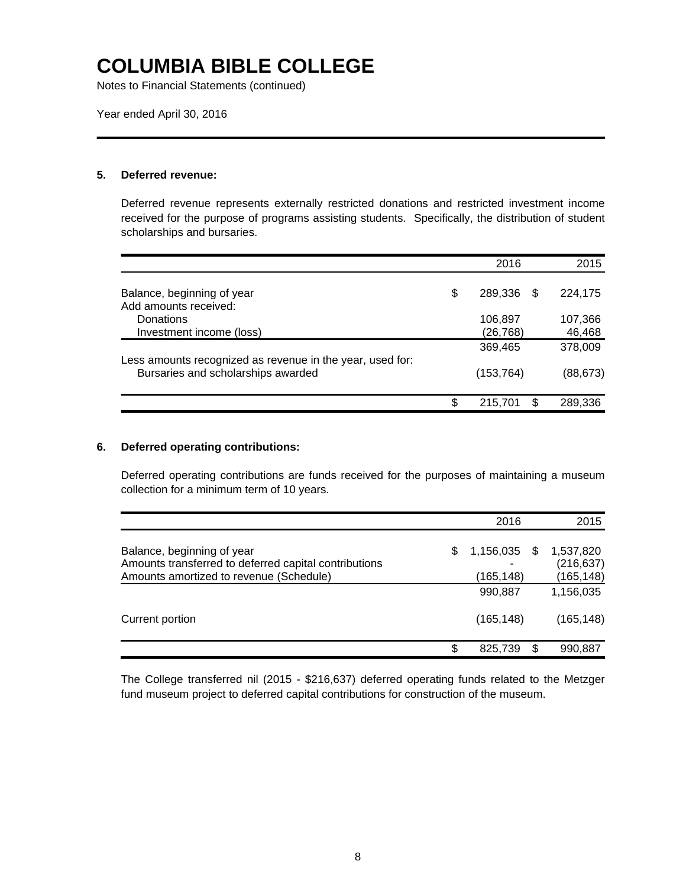# COLUMBIA BIBLE COLLEGE

Notes to Financial Statements (continued)

Year ended April 30, 2016

## 5. Deferred revenue:

Deferred revenue represents externally restricted donations and restricted investment income received for the purpose of programs assisting students. Specifically, the distribution of student scholarships and bursaries.

| | 2016 | 2015 |
|---|---|---|
| Balance, beginning of year | $ 289,336 | $ 224,175 |
| Add amounts received: | | |
| Donations | 106,897 | 107,366 |
| Investment income (loss) | (26,768) | 46,468 |
| | 369,465 | 378,009 |
| Less amounts recognized as revenue in the year, used for: | | |
| Bursaries and scholarships awarded | (153,764) | (88,673) |
| | $ 215,701 | $ 289,336 |

## 6. Deferred operating contributions:

Deferred operating contributions are funds received for the purposes of maintaining a museum collection for a minimum term of 10 years.

| | 2016 | 2015 |
|---|---|---|
| Balance, beginning of year | $ 1,156,035 | $ 1,537,820 |
| Amounts transferred to deferred capital contributions | - | (216,637) |
| Amounts amortized to revenue (Schedule) | (165,148) | (165,148) |
| | 990,887 | 1,156,035 |
| Current portion | (165,148) | (165,148) |
| | $ 825,739 | $ 990,887 |

The College transferred nil (2015 - $216,637) deferred operating funds related to the Metzger fund museum project to deferred capital contributions for construction of the museum.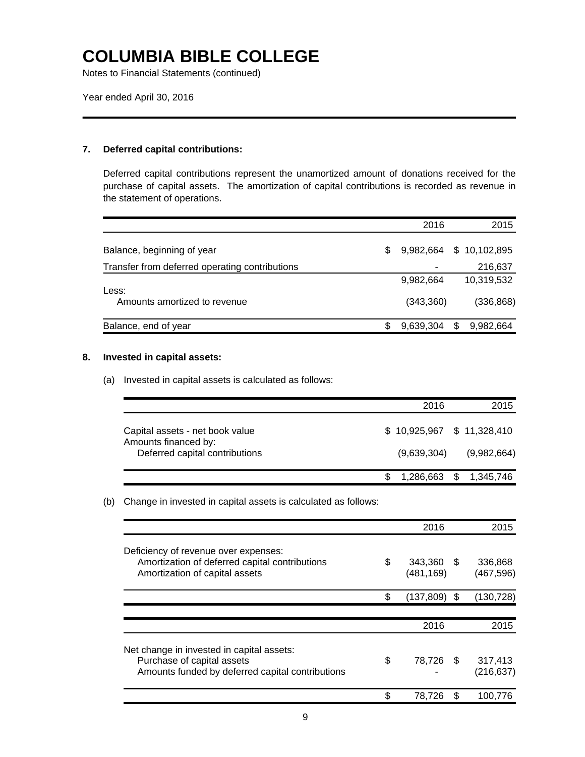# COLUMBIA BIBLE COLLEGE

Notes to Financial Statements (continued)

Year ended April 30, 2016

## 7. Deferred capital contributions:

Deferred capital contributions represent the unamortized amount of donations received for the purchase of capital assets. The amortization of capital contributions is recorded as revenue in the statement of operations.

| | 2016 | 2015 |
|---|---|---|
| Balance, beginning of year | $ 9,982,664 | $ 10,102,895 |
| Transfer from deferred operating contributions | - | 216,637 |
| | 9,982,664 | 10,319,532 |
| Less: | | |
| Amounts amortized to revenue | (343,360) | (336,868) |
| Balance, end of year | $ 9,639,304 | $ 9,982,664 |

## 8. Invested in capital assets:

(a) Invested in capital assets is calculated as follows:

| | 2016 | 2015 |
|---|---|---|
| Capital assets - net book value | $ 10,925,967 | $ 11,328,410 |
| Amounts financed by: | | |
| Deferred capital contributions | (9,639,304) | (9,982,664) |
| | $ 1,286,663 | $ 1,345,746 |

(b) Change in invested in capital assets is calculated as follows:

| | 2016 | 2015 |
|---|---|---|
| Deficiency of revenue over expenses: | | |
| Amortization of deferred capital contributions | $ 343,360 | $ 336,868 |
| Amortization of capital assets | (481,169) | (467,596) |
| | $ (137,809) | $ (130,728) |

| | 2016 | 2015 |
|---|---|---|
| Net change in invested in capital assets: | | |
| Purchase of capital assets | $ 78,726 | $ 317,413 |
| Amounts funded by deferred capital contributions | - | (216,637) |
| | $ 78,726 | $ 100,776 |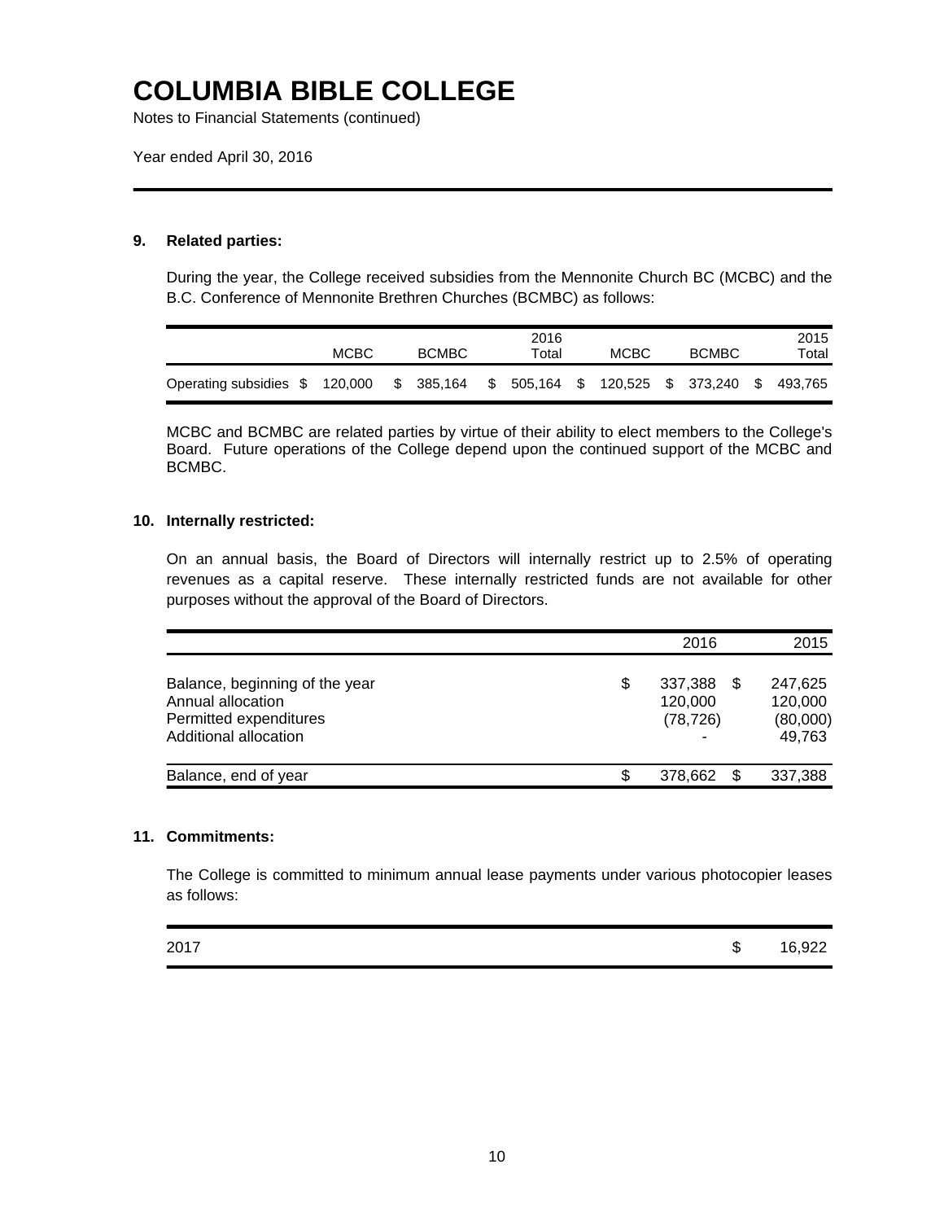# COLUMBIA BIBLE COLLEGE

Notes to Financial Statements (continued)

Year ended April 30, 2016

**9. Related parties:**

During the year, the College received subsidies from the Mennonite Church BC (MCBC) and the B.C. Conference of Mennonite Brethren Churches (BCMBC) as follows:

| | MCBC | BCMBC | 2016 Total | MCBC | BCMBC | 2015 Total |
|---|---|---|---|---|---|---|
| Operating subsidies | $ 120,000 | $ 385,164 | $ 505,164 | $ 120,525 | $ 373,240 | $ 493,765 |

MCBC and BCMBC are related parties by virtue of their ability to elect members to the College's Board. Future operations of the College depend upon the continued support of the MCBC and BCMBC.

**10. Internally restricted:**

On an annual basis, the Board of Directors will internally restrict up to 2.5% of operating revenues as a capital reserve. These internally restricted funds are not available for other purposes without the approval of the Board of Directors.

| | 2016 | 2015 |
|---|---|---|
| Balance, beginning of the year | $ 337,388 | $ 247,625 |
| Annual allocation | 120,000 | 120,000 |
| Permitted expenditures | (78,726) | (80,000) |
| Additional allocation | - | 49,763 |
| Balance, end of year | $ 378,662 | $ 337,388 |

**11. Commitments:**

The College is committed to minimum annual lease payments under various photocopier leases as follows:

| | |
|---|---|
| 2017 | $ 16,922 |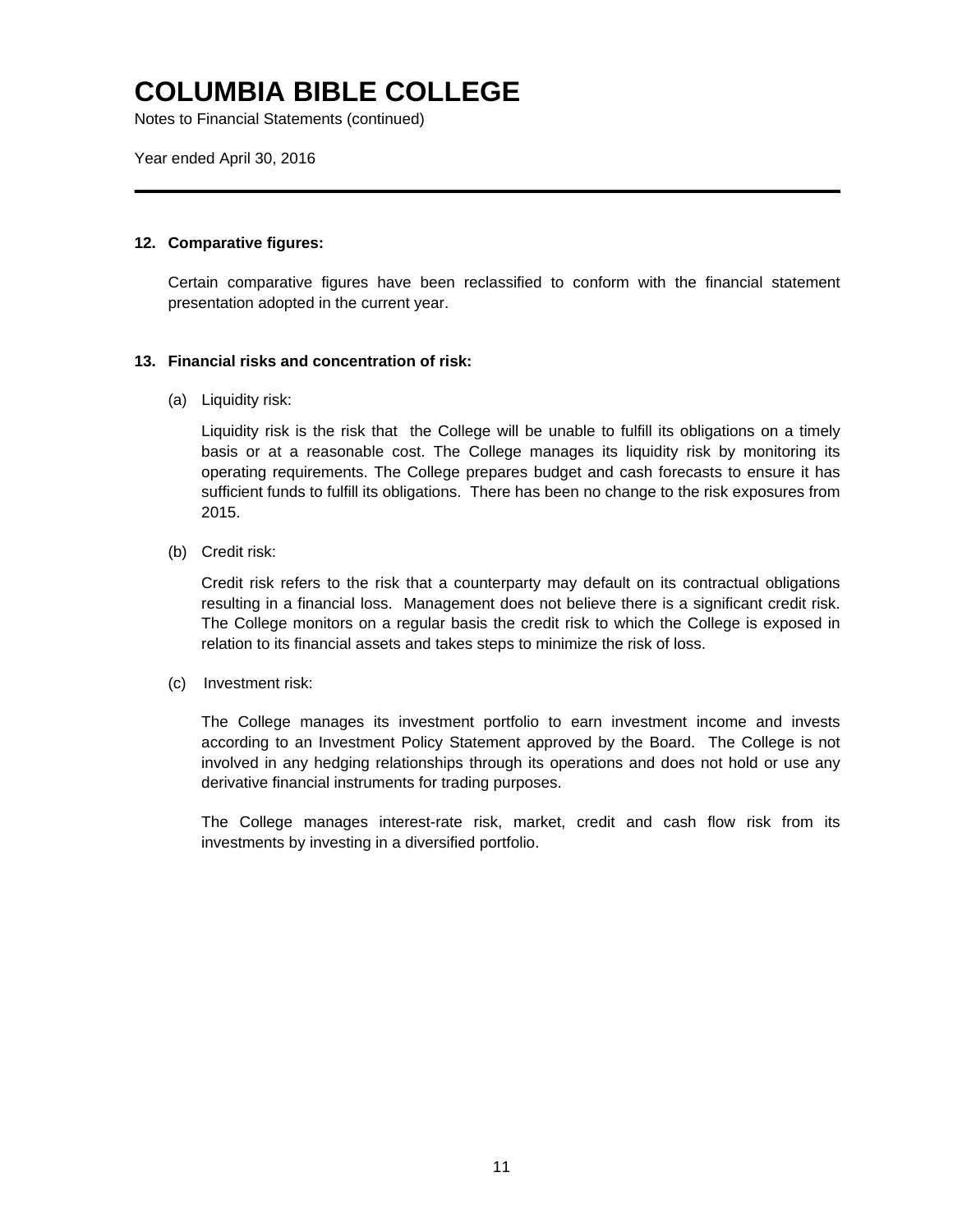# COLUMBIA BIBLE COLLEGE

Notes to Financial Statements (continued)

Year ended April 30, 2016

## 12. Comparative figures:

Certain comparative figures have been reclassified to conform with the financial statement presentation adopted in the current year.

## 13. Financial risks and concentration of risk:

(a) Liquidity risk:

Liquidity risk is the risk that the College will be unable to fulfill its obligations on a timely basis or at a reasonable cost. The College manages its liquidity risk by monitoring its operating requirements. The College prepares budget and cash forecasts to ensure it has sufficient funds to fulfill its obligations. There has been no change to the risk exposures from 2015.

(b) Credit risk:

Credit risk refers to the risk that a counterparty may default on its contractual obligations resulting in a financial loss. Management does not believe there is a significant credit risk. The College monitors on a regular basis the credit risk to which the College is exposed in relation to its financial assets and takes steps to minimize the risk of loss.

(c) Investment risk:

The College manages its investment portfolio to earn investment income and invests according to an Investment Policy Statement approved by the Board. The College is not involved in any hedging relationships through its operations and does not hold or use any derivative financial instruments for trading purposes.

The College manages interest-rate risk, market, credit and cash flow risk from its investments by investing in a diversified portfolio.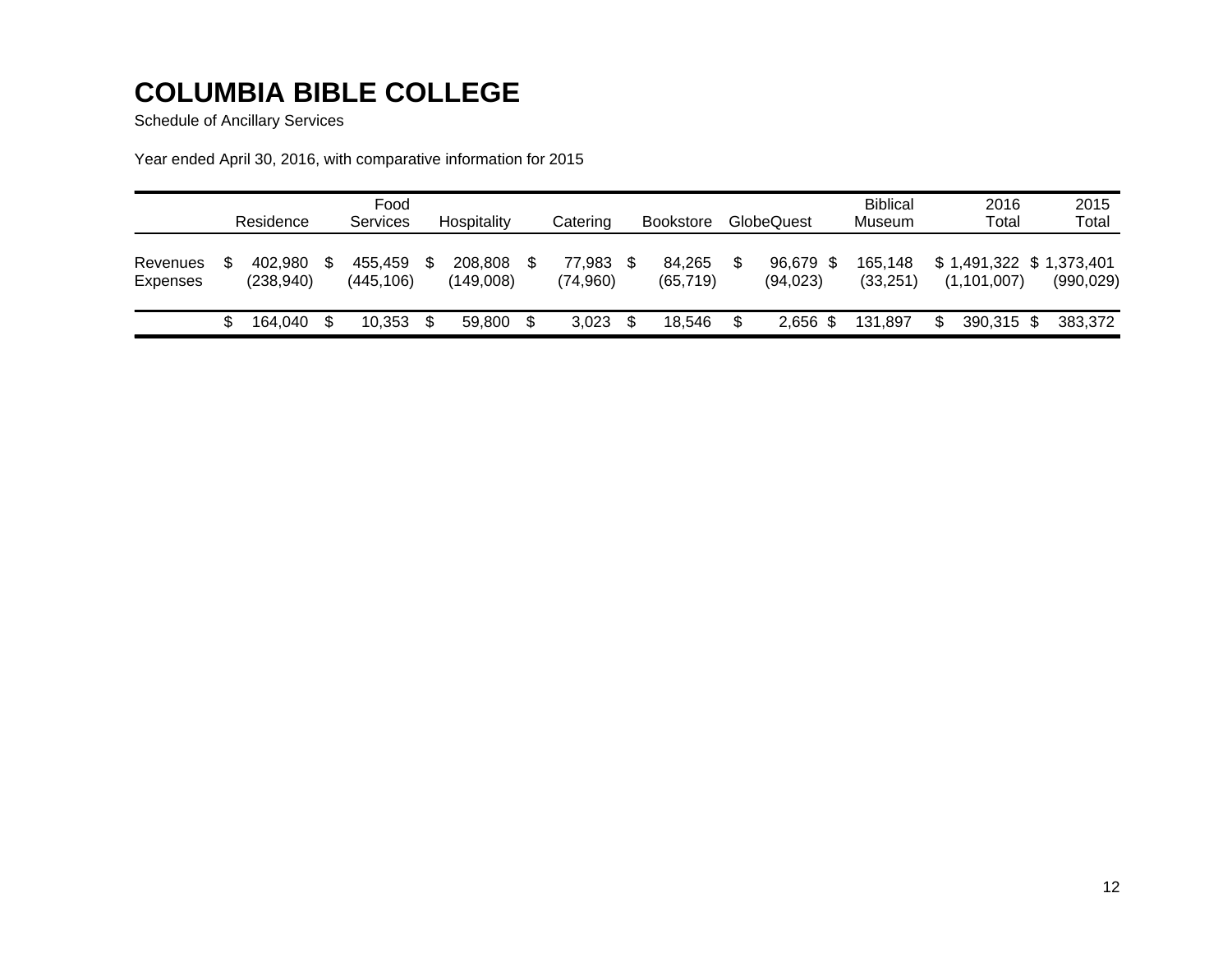# COLUMBIA BIBLE COLLEGE

Schedule of Ancillary Services

Year ended April 30, 2016, with comparative information for 2015

| | Residence | Food Services | Hospitality | Catering | Bookstore | GlobeQuest | Biblical Museum | 2016 Total | 2015 Total |
|---|---|---|---|---|---|---|---|---|---|
| Revenues | $ 402,980 | $ 455,459 | $ 208,808 | $ 77,983 | $ 84,265 | $ 96,679 | $ 165,148 | $ 1,491,322 | $ 1,373,401 |
| Expenses | (238,940) | (445,106) | (149,008) | (74,960) | (65,719) | (94,023) | (33,251) | (1,101,007) | (990,029) |
| | $ 164,040 | $ 10,353 | $ 59,800 | $ 3,023 | $ 18,546 | $ 2,656 | $ 131,897 | $ 390,315 | $ 383,372 |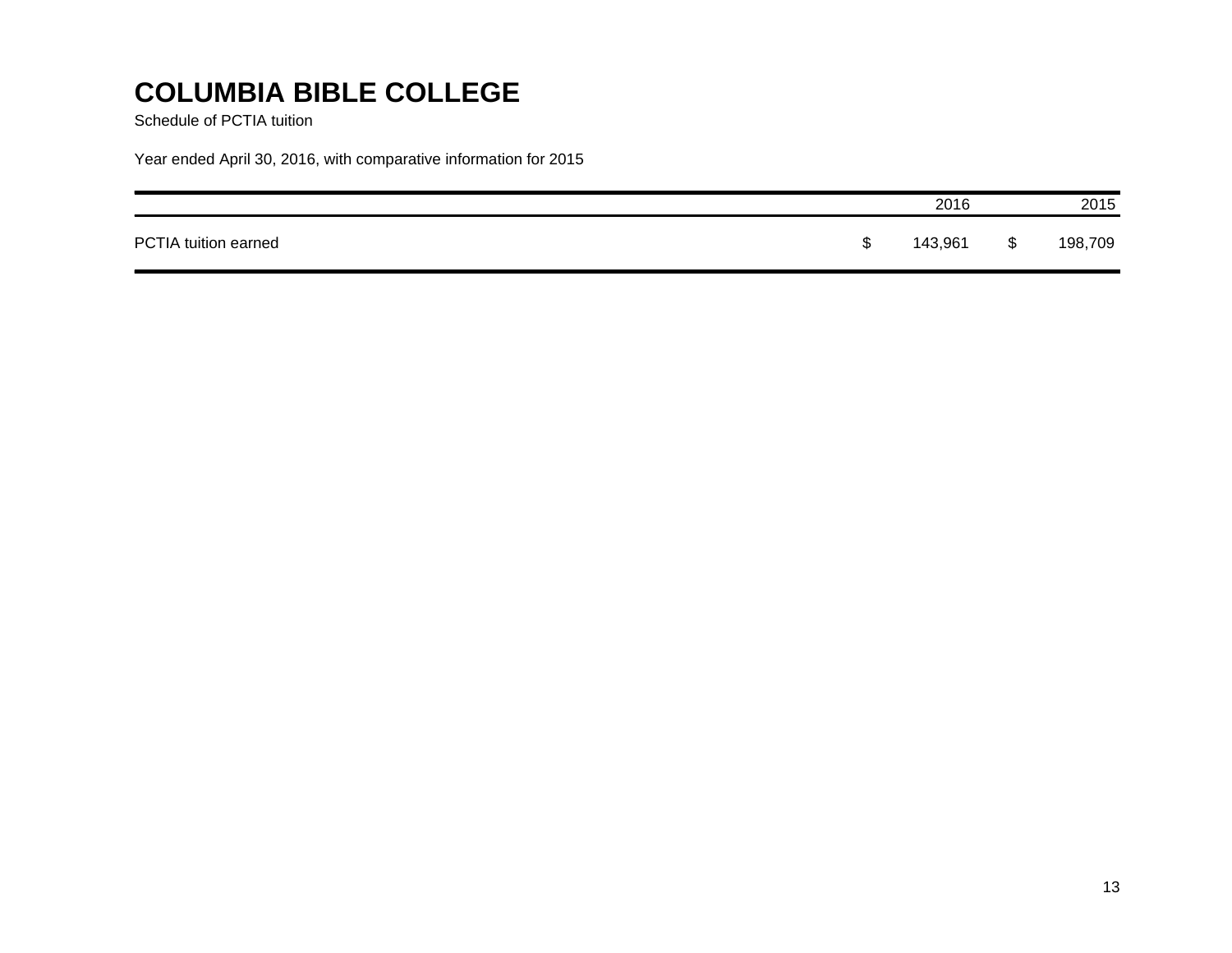# COLUMBIA BIBLE COLLEGE

Schedule of PCTIA tuition

Year ended April 30, 2016, with comparative information for 2015

| | 2016 | 2015 |
|---|---|---|
| PCTIA tuition earned | $ 143,961 | $ 198,709 |